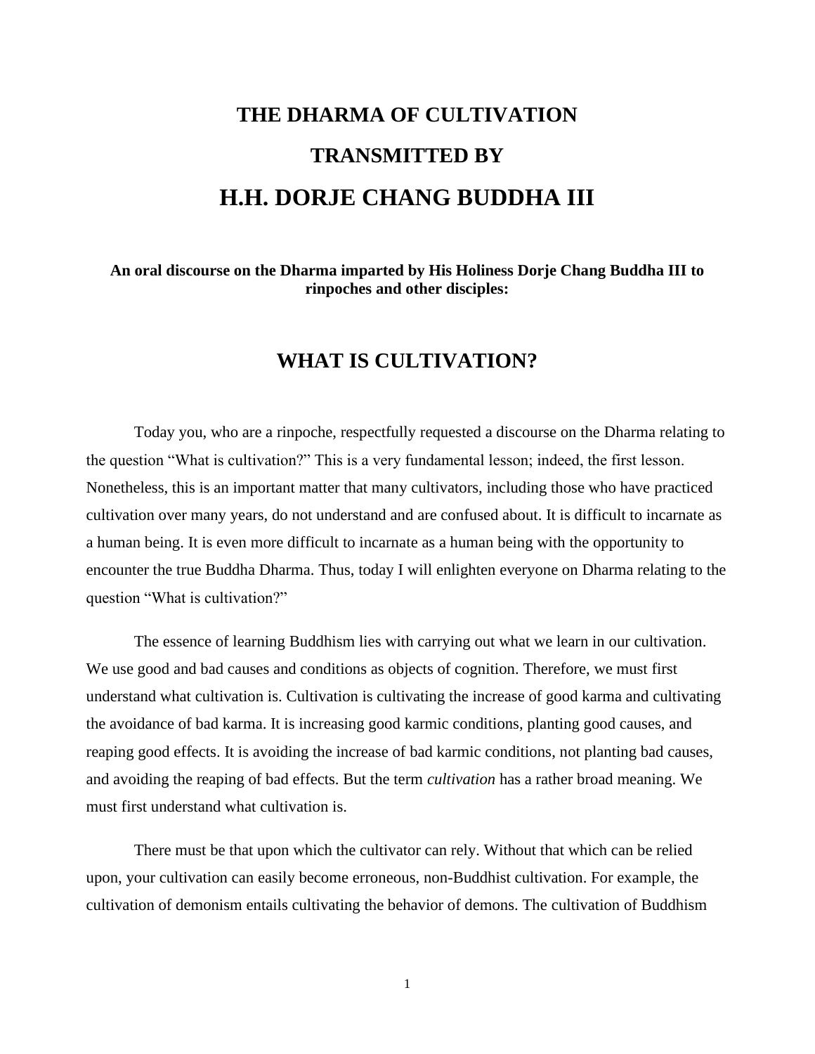# THE DHARMA OF CULTIVATION TRANSMITTED BY H.H. DORJE CHANG BUDDHA III

**An oral discourse on the Dharma imparted by His Holiness Dorje Chang Buddha III to rinpoches and other disciples:**

## WHAT IS CULTIVATION?

Today you, who are a rinpoche, respectfully requested a discourse on the Dharma relating to the question "What is cultivation?" This is a very fundamental lesson; indeed, the first lesson. Nonetheless, this is an important matter that many cultivators, including those who have practiced cultivation over many years, do not understand and are confused about. It is difficult to incarnate as a human being. It is even more difficult to incarnate as a human being with the opportunity to encounter the true Buddha Dharma. Thus, today I will enlighten everyone on Dharma relating to the question "What is cultivation?"

The essence of learning Buddhism lies with carrying out what we learn in our cultivation. We use good and bad causes and conditions as objects of cognition. Therefore, we must first understand what cultivation is. Cultivation is cultivating the increase of good karma and cultivating the avoidance of bad karma. It is increasing good karmic conditions, planting good causes, and reaping good effects. It is avoiding the increase of bad karmic conditions, not planting bad causes, and avoiding the reaping of bad effects. But the term *cultivation* has a rather broad meaning. We must first understand what cultivation is.

There must be that upon which the cultivator can rely. Without that which can be relied upon, your cultivation can easily become erroneous, non-Buddhist cultivation. For example, the cultivation of demonism entails cultivating the behavior of demons. The cultivation of Buddhism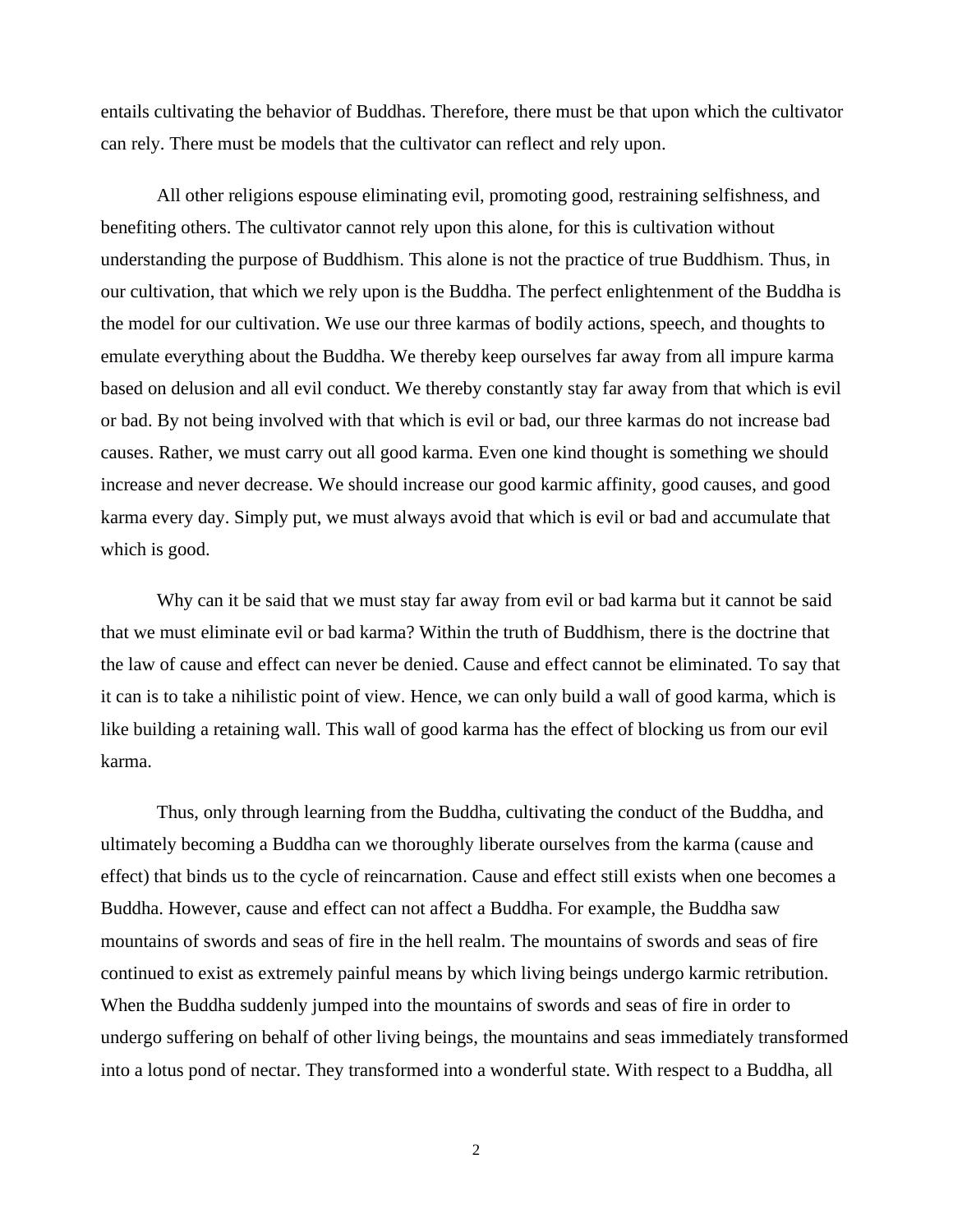entails cultivating the behavior of Buddhas. Therefore, there must be that upon which the cultivator can rely. There must be models that the cultivator can reflect and rely upon.

All other religions espouse eliminating evil, promoting good, restraining selfishness, and benefiting others. The cultivator cannot rely upon this alone, for this is cultivation without understanding the purpose of Buddhism. This alone is not the practice of true Buddhism. Thus, in our cultivation, that which we rely upon is the Buddha. The perfect enlightenment of the Buddha is the model for our cultivation. We use our three karmas of bodily actions, speech, and thoughts to emulate everything about the Buddha. We thereby keep ourselves far away from all impure karma based on delusion and all evil conduct. We thereby constantly stay far away from that which is evil or bad. By not being involved with that which is evil or bad, our three karmas do not increase bad causes. Rather, we must carry out all good karma. Even one kind thought is something we should increase and never decrease. We should increase our good karmic affinity, good causes, and good karma every day. Simply put, we must always avoid that which is evil or bad and accumulate that which is good.

Why can it be said that we must stay far away from evil or bad karma but it cannot be said that we must eliminate evil or bad karma? Within the truth of Buddhism, there is the doctrine that the law of cause and effect can never be denied. Cause and effect cannot be eliminated. To say that it can is to take a nihilistic point of view. Hence, we can only build a wall of good karma, which is like building a retaining wall. This wall of good karma has the effect of blocking us from our evil karma.

Thus, only through learning from the Buddha, cultivating the conduct of the Buddha, and ultimately becoming a Buddha can we thoroughly liberate ourselves from the karma (cause and effect) that binds us to the cycle of reincarnation. Cause and effect still exists when one becomes a Buddha. However, cause and effect can not affect a Buddha. For example, the Buddha saw mountains of swords and seas of fire in the hell realm. The mountains of swords and seas of fire continued to exist as extremely painful means by which living beings undergo karmic retribution. When the Buddha suddenly jumped into the mountains of swords and seas of fire in order to undergo suffering on behalf of other living beings, the mountains and seas immediately transformed into a lotus pond of nectar. They transformed into a wonderful state. With respect to a Buddha, all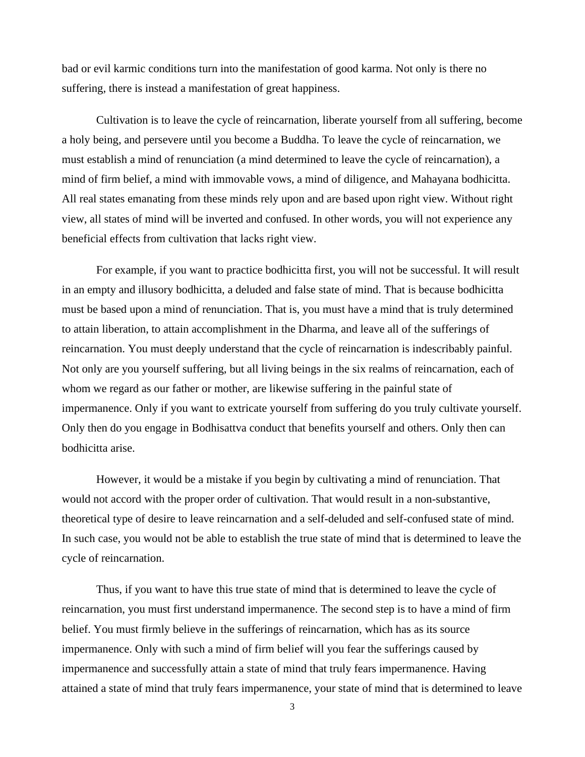bad or evil karmic conditions turn into the manifestation of good karma. Not only is there no suffering, there is instead a manifestation of great happiness.

Cultivation is to leave the cycle of reincarnation, liberate yourself from all suffering, become a holy being, and persevere until you become a Buddha. To leave the cycle of reincarnation, we must establish a mind of renunciation (a mind determined to leave the cycle of reincarnation), a mind of firm belief, a mind with immovable vows, a mind of diligence, and Mahayana bodhicitta. All real states emanating from these minds rely upon and are based upon right view. Without right view, all states of mind will be inverted and confused. In other words, you will not experience any beneficial effects from cultivation that lacks right view.

For example, if you want to practice bodhicitta first, you will not be successful. It will result in an empty and illusory bodhicitta, a deluded and false state of mind. That is because bodhicitta must be based upon a mind of renunciation. That is, you must have a mind that is truly determined to attain liberation, to attain accomplishment in the Dharma, and leave all of the sufferings of reincarnation. You must deeply understand that the cycle of reincarnation is indescribably painful. Not only are you yourself suffering, but all living beings in the six realms of reincarnation, each of whom we regard as our father or mother, are likewise suffering in the painful state of impermanence. Only if you want to extricate yourself from suffering do you truly cultivate yourself. Only then do you engage in Bodhisattva conduct that benefits yourself and others. Only then can bodhicitta arise.

However, it would be a mistake if you begin by cultivating a mind of renunciation. That would not accord with the proper order of cultivation. That would result in a non-substantive, theoretical type of desire to leave reincarnation and a self-deluded and self-confused state of mind. In such case, you would not be able to establish the true state of mind that is determined to leave the cycle of reincarnation.

Thus, if you want to have this true state of mind that is determined to leave the cycle of reincarnation, you must first understand impermanence. The second step is to have a mind of firm belief. You must firmly believe in the sufferings of reincarnation, which has as its source impermanence. Only with such a mind of firm belief will you fear the sufferings caused by impermanence and successfully attain a state of mind that truly fears impermanence. Having attained a state of mind that truly fears impermanence, your state of mind that is determined to leave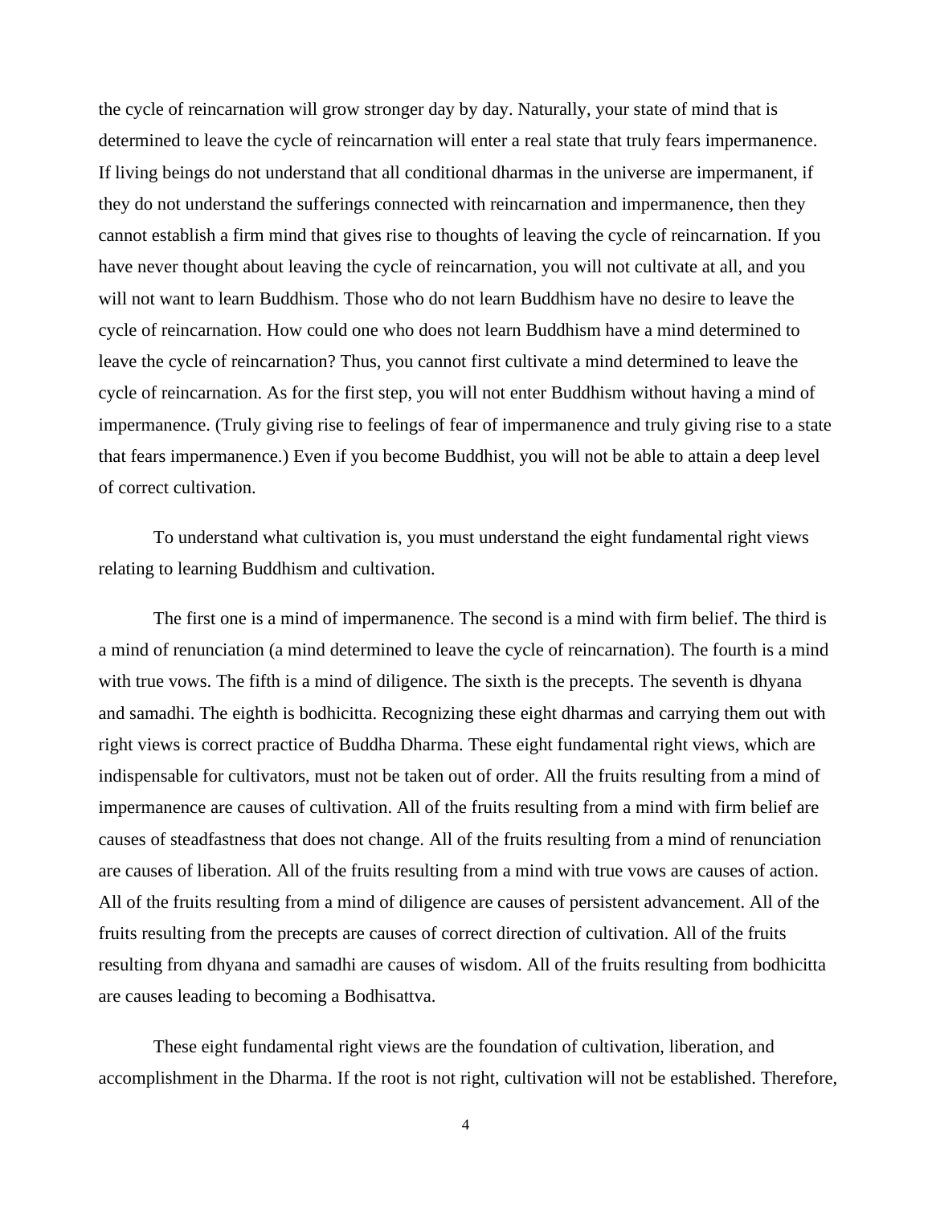the cycle of reincarnation will grow stronger day by day. Naturally, your state of mind that is determined to leave the cycle of reincarnation will enter a real state that truly fears impermanence. If living beings do not understand that all conditional dharmas in the universe are impermanent, if they do not understand the sufferings connected with reincarnation and impermanence, then they cannot establish a firm mind that gives rise to thoughts of leaving the cycle of reincarnation. If you have never thought about leaving the cycle of reincarnation, you will not cultivate at all, and you will not want to learn Buddhism. Those who do not learn Buddhism have no desire to leave the cycle of reincarnation. How could one who does not learn Buddhism have a mind determined to leave the cycle of reincarnation? Thus, you cannot first cultivate a mind determined to leave the cycle of reincarnation. As for the first step, you will not enter Buddhism without having a mind of impermanence. (Truly giving rise to feelings of fear of impermanence and truly giving rise to a state that fears impermanence.) Even if you become Buddhist, you will not be able to attain a deep level of correct cultivation.

To understand what cultivation is, you must understand the eight fundamental right views relating to learning Buddhism and cultivation.

The first one is a mind of impermanence. The second is a mind with firm belief. The third is a mind of renunciation (a mind determined to leave the cycle of reincarnation). The fourth is a mind with true vows. The fifth is a mind of diligence. The sixth is the precepts. The seventh is dhyana and samadhi. The eighth is bodhicitta. Recognizing these eight dharmas and carrying them out with right views is correct practice of Buddha Dharma. These eight fundamental right views, which are indispensable for cultivators, must not be taken out of order. All the fruits resulting from a mind of impermanence are causes of cultivation. All of the fruits resulting from a mind with firm belief are causes of steadfastness that does not change. All of the fruits resulting from a mind of renunciation are causes of liberation. All of the fruits resulting from a mind with true vows are causes of action. All of the fruits resulting from a mind of diligence are causes of persistent advancement. All of the fruits resulting from the precepts are causes of correct direction of cultivation. All of the fruits resulting from dhyana and samadhi are causes of wisdom. All of the fruits resulting from bodhicitta are causes leading to becoming a Bodhisattva.

These eight fundamental right views are the foundation of cultivation, liberation, and accomplishment in the Dharma. If the root is not right, cultivation will not be established. Therefore,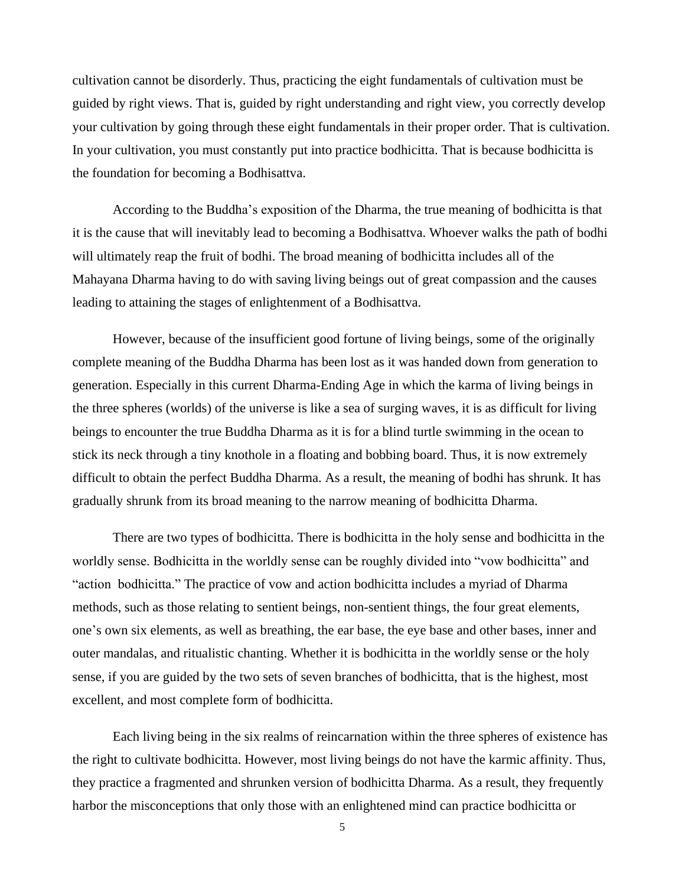cultivation cannot be disorderly. Thus, practicing the eight fundamentals of cultivation must be guided by right views. That is, guided by right understanding and right view, you correctly develop your cultivation by going through these eight fundamentals in their proper order. That is cultivation. In your cultivation, you must constantly put into practice bodhicitta. That is because bodhicitta is the foundation for becoming a Bodhisattva.

According to the Buddha's exposition of the Dharma, the true meaning of bodhicitta is that it is the cause that will inevitably lead to becoming a Bodhisattva. Whoever walks the path of bodhi will ultimately reap the fruit of bodhi. The broad meaning of bodhicitta includes all of the Mahayana Dharma having to do with saving living beings out of great compassion and the causes leading to attaining the stages of enlightenment of a Bodhisattva.

However, because of the insufficient good fortune of living beings, some of the originally complete meaning of the Buddha Dharma has been lost as it was handed down from generation to generation. Especially in this current Dharma-Ending Age in which the karma of living beings in the three spheres (worlds) of the universe is like a sea of surging waves, it is as difficult for living beings to encounter the true Buddha Dharma as it is for a blind turtle swimming in the ocean to stick its neck through a tiny knothole in a floating and bobbing board. Thus, it is now extremely difficult to obtain the perfect Buddha Dharma. As a result, the meaning of bodhi has shrunk. It has gradually shrunk from its broad meaning to the narrow meaning of bodhicitta Dharma.

There are two types of bodhicitta. There is bodhicitta in the holy sense and bodhicitta in the worldly sense. Bodhicitta in the worldly sense can be roughly divided into "vow bodhicitta" and "action bodhicitta." The practice of vow and action bodhicitta includes a myriad of Dharma methods, such as those relating to sentient beings, non-sentient things, the four great elements, one's own six elements, as well as breathing, the ear base, the eye base and other bases, inner and outer mandalas, and ritualistic chanting. Whether it is bodhicitta in the worldly sense or the holy sense, if you are guided by the two sets of seven branches of bodhicitta, that is the highest, most excellent, and most complete form of bodhicitta.

Each living being in the six realms of reincarnation within the three spheres of existence has the right to cultivate bodhicitta. However, most living beings do not have the karmic affinity. Thus, they practice a fragmented and shrunken version of bodhicitta Dharma. As a result, they frequently harbor the misconceptions that only those with an enlightened mind can practice bodhicitta or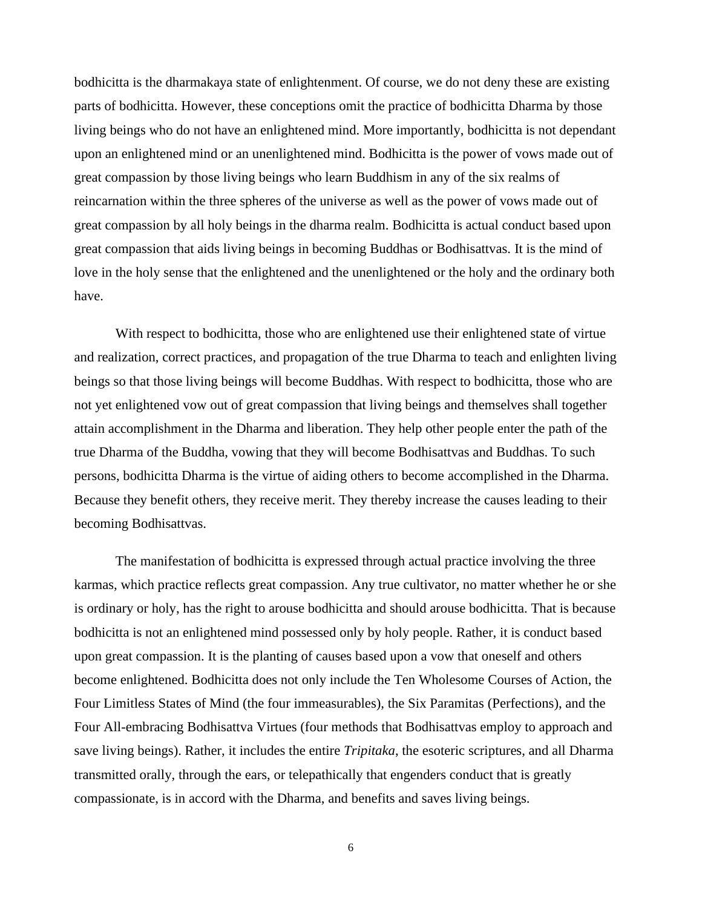bodhicitta is the dharmakaya state of enlightenment. Of course, we do not deny these are existing parts of bodhicitta. However, these conceptions omit the practice of bodhicitta Dharma by those living beings who do not have an enlightened mind. More importantly, bodhicitta is not dependant upon an enlightened mind or an unenlightened mind. Bodhicitta is the power of vows made out of great compassion by those living beings who learn Buddhism in any of the six realms of reincarnation within the three spheres of the universe as well as the power of vows made out of great compassion by all holy beings in the dharma realm. Bodhicitta is actual conduct based upon great compassion that aids living beings in becoming Buddhas or Bodhisattvas. It is the mind of love in the holy sense that the enlightened and the unenlightened or the holy and the ordinary both have.

With respect to bodhicitta, those who are enlightened use their enlightened state of virtue and realization, correct practices, and propagation of the true Dharma to teach and enlighten living beings so that those living beings will become Buddhas. With respect to bodhicitta, those who are not yet enlightened vow out of great compassion that living beings and themselves shall together attain accomplishment in the Dharma and liberation. They help other people enter the path of the true Dharma of the Buddha, vowing that they will become Bodhisattvas and Buddhas. To such persons, bodhicitta Dharma is the virtue of aiding others to become accomplished in the Dharma. Because they benefit others, they receive merit. They thereby increase the causes leading to their becoming Bodhisattvas.

The manifestation of bodhicitta is expressed through actual practice involving the three karmas, which practice reflects great compassion. Any true cultivator, no matter whether he or she is ordinary or holy, has the right to arouse bodhicitta and should arouse bodhicitta. That is because bodhicitta is not an enlightened mind possessed only by holy people. Rather, it is conduct based upon great compassion. It is the planting of causes based upon a vow that oneself and others become enlightened. Bodhicitta does not only include the Ten Wholesome Courses of Action, the Four Limitless States of Mind (the four immeasurables), the Six Paramitas (Perfections), and the Four All-embracing Bodhisattva Virtues (four methods that Bodhisattvas employ to approach and save living beings). Rather, it includes the entire *Tripitaka*, the esoteric scriptures, and all Dharma transmitted orally, through the ears, or telepathically that engenders conduct that is greatly compassionate, is in accord with the Dharma, and benefits and saves living beings.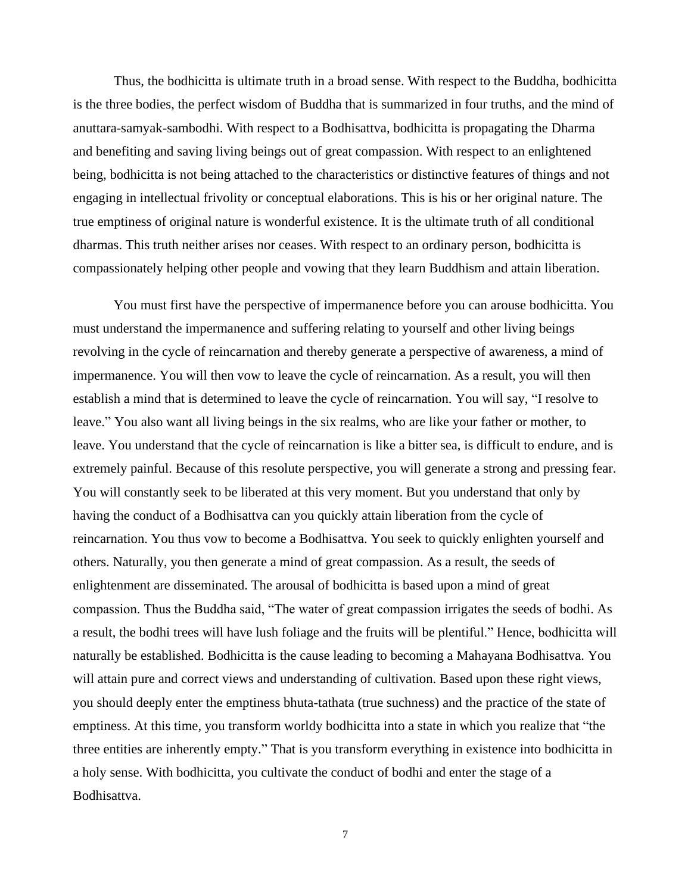Thus, the bodhicitta is ultimate truth in a broad sense. With respect to the Buddha, bodhicitta is the three bodies, the perfect wisdom of Buddha that is summarized in four truths, and the mind of anuttara-samyak-sambodhi. With respect to a Bodhisattva, bodhicitta is propagating the Dharma and benefiting and saving living beings out of great compassion. With respect to an enlightened being, bodhicitta is not being attached to the characteristics or distinctive features of things and not engaging in intellectual frivolity or conceptual elaborations. This is his or her original nature. The true emptiness of original nature is wonderful existence. It is the ultimate truth of all conditional dharmas. This truth neither arises nor ceases. With respect to an ordinary person, bodhicitta is compassionately helping other people and vowing that they learn Buddhism and attain liberation.

You must first have the perspective of impermanence before you can arouse bodhicitta. You must understand the impermanence and suffering relating to yourself and other living beings revolving in the cycle of reincarnation and thereby generate a perspective of awareness, a mind of impermanence. You will then vow to leave the cycle of reincarnation. As a result, you will then establish a mind that is determined to leave the cycle of reincarnation. You will say, "I resolve to leave." You also want all living beings in the six realms, who are like your father or mother, to leave. You understand that the cycle of reincarnation is like a bitter sea, is difficult to endure, and is extremely painful. Because of this resolute perspective, you will generate a strong and pressing fear. You will constantly seek to be liberated at this very moment. But you understand that only by having the conduct of a Bodhisattva can you quickly attain liberation from the cycle of reincarnation. You thus vow to become a Bodhisattva. You seek to quickly enlighten yourself and others. Naturally, you then generate a mind of great compassion. As a result, the seeds of enlightenment are disseminated. The arousal of bodhicitta is based upon a mind of great compassion. Thus the Buddha said, "The water of great compassion irrigates the seeds of bodhi. As a result, the bodhi trees will have lush foliage and the fruits will be plentiful." Hence, bodhicitta will naturally be established. Bodhicitta is the cause leading to becoming a Mahayana Bodhisattva. You will attain pure and correct views and understanding of cultivation. Based upon these right views, you should deeply enter the emptiness bhuta-tathata (true suchness) and the practice of the state of emptiness. At this time, you transform worldy bodhicitta into a state in which you realize that "the three entities are inherently empty." That is you transform everything in existence into bodhicitta in a holy sense. With bodhicitta, you cultivate the conduct of bodhi and enter the stage of a Bodhisattva.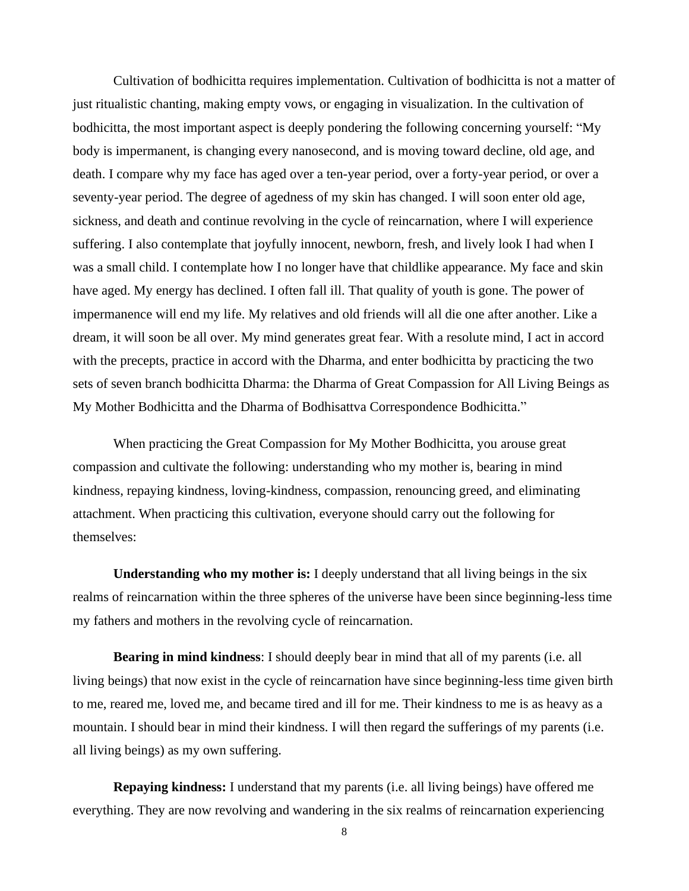Cultivation of bodhicitta requires implementation. Cultivation of bodhicitta is not a matter of just ritualistic chanting, making empty vows, or engaging in visualization. In the cultivation of bodhicitta, the most important aspect is deeply pondering the following concerning yourself: “My body is impermanent, is changing every nanosecond, and is moving toward decline, old age, and death. I compare why my face has aged over a ten-year period, over a forty-year period, or over a seventy-year period. The degree of agedness of my skin has changed. I will soon enter old age, sickness, and death and continue revolving in the cycle of reincarnation, where I will experience suffering. I also contemplate that joyfully innocent, newborn, fresh, and lively look I had when I was a small child. I contemplate how I no longer have that childlike appearance. My face and skin have aged. My energy has declined. I often fall ill. That quality of youth is gone. The power of impermanence will end my life. My relatives and old friends will all die one after another. Like a dream, it will soon be all over. My mind generates great fear. With a resolute mind, I act in accord with the precepts, practice in accord with the Dharma, and enter bodhicitta by practicing the two sets of seven branch bodhicitta Dharma: the Dharma of Great Compassion for All Living Beings as My Mother Bodhicitta and the Dharma of Bodhisattva Correspondence Bodhicitta.”

When practicing the Great Compassion for My Mother Bodhicitta, you arouse great compassion and cultivate the following: understanding who my mother is, bearing in mind kindness, repaying kindness, loving-kindness, compassion, renouncing greed, and eliminating attachment. When practicing this cultivation, everyone should carry out the following for themselves:

**Understanding who my mother is:** I deeply understand that all living beings in the six realms of reincarnation within the three spheres of the universe have been since beginning-less time my fathers and mothers in the revolving cycle of reincarnation.

**Bearing in mind kindness**: I should deeply bear in mind that all of my parents (i.e. all living beings) that now exist in the cycle of reincarnation have since beginning-less time given birth to me, reared me, loved me, and became tired and ill for me. Their kindness to me is as heavy as a mountain. I should bear in mind their kindness. I will then regard the sufferings of my parents (i.e. all living beings) as my own suffering.

**Repaying kindness:** I understand that my parents (i.e. all living beings) have offered me everything. They are now revolving and wandering in the six realms of reincarnation experiencing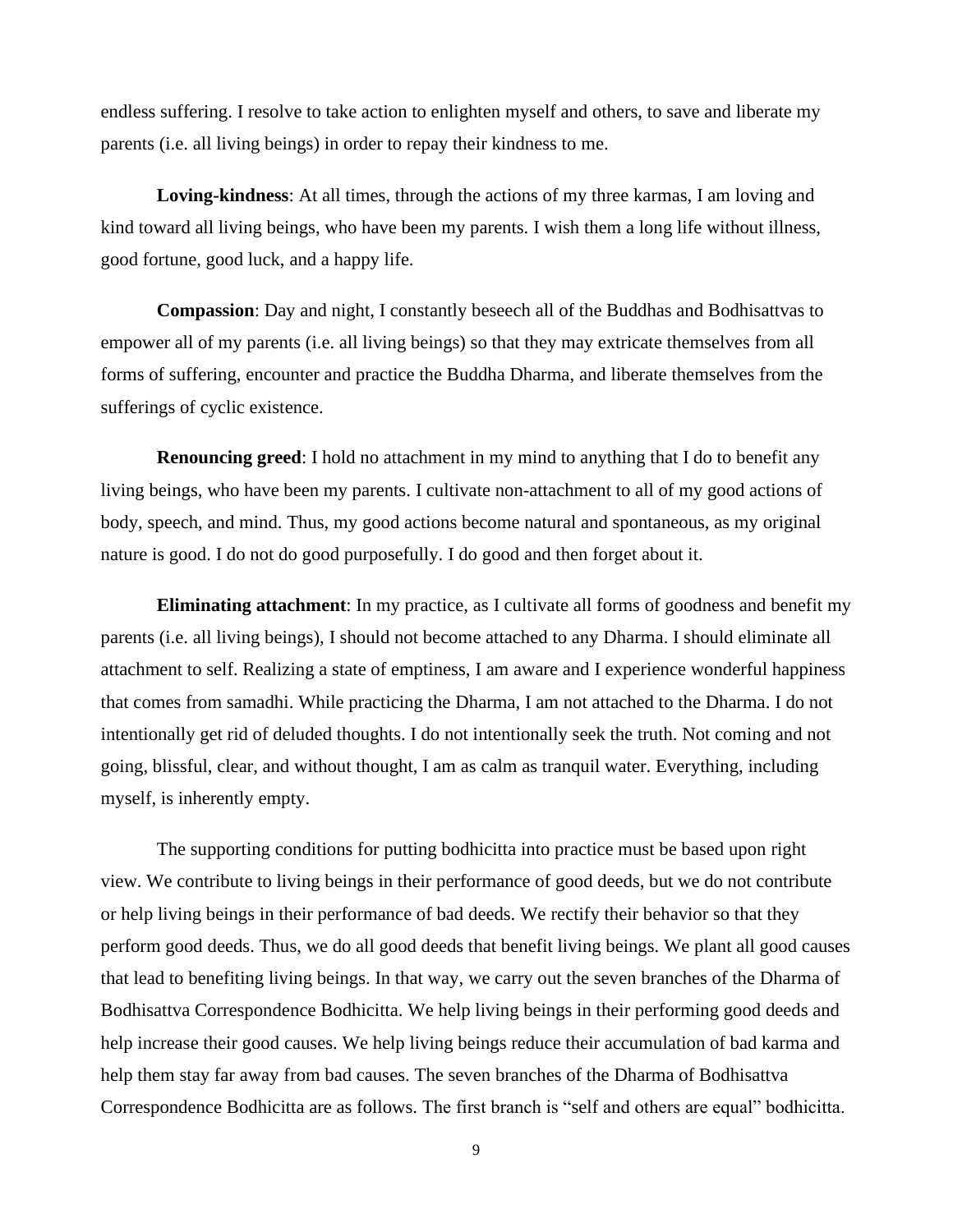endless suffering. I resolve to take action to enlighten myself and others, to save and liberate my parents (i.e. all living beings) in order to repay their kindness to me.

**Loving-kindness**: At all times, through the actions of my three karmas, I am loving and kind toward all living beings, who have been my parents. I wish them a long life without illness, good fortune, good luck, and a happy life.

**Compassion**: Day and night, I constantly beseech all of the Buddhas and Bodhisattvas to empower all of my parents (i.e. all living beings) so that they may extricate themselves from all forms of suffering, encounter and practice the Buddha Dharma, and liberate themselves from the sufferings of cyclic existence.

**Renouncing greed**: I hold no attachment in my mind to anything that I do to benefit any living beings, who have been my parents. I cultivate non-attachment to all of my good actions of body, speech, and mind. Thus, my good actions become natural and spontaneous, as my original nature is good. I do not do good purposefully. I do good and then forget about it.

**Eliminating attachment**: In my practice, as I cultivate all forms of goodness and benefit my parents (i.e. all living beings), I should not become attached to any Dharma. I should eliminate all attachment to self. Realizing a state of emptiness, I am aware and I experience wonderful happiness that comes from samadhi. While practicing the Dharma, I am not attached to the Dharma. I do not intentionally get rid of deluded thoughts. I do not intentionally seek the truth. Not coming and not going, blissful, clear, and without thought, I am as calm as tranquil water. Everything, including myself, is inherently empty.

The supporting conditions for putting bodhicitta into practice must be based upon right view. We contribute to living beings in their performance of good deeds, but we do not contribute or help living beings in their performance of bad deeds. We rectify their behavior so that they perform good deeds. Thus, we do all good deeds that benefit living beings. We plant all good causes that lead to benefiting living beings. In that way, we carry out the seven branches of the Dharma of Bodhisattva Correspondence Bodhicitta. We help living beings in their performing good deeds and help increase their good causes. We help living beings reduce their accumulation of bad karma and help them stay far away from bad causes. The seven branches of the Dharma of Bodhisattva Correspondence Bodhicitta are as follows. The first branch is "self and others are equal" bodhicitta.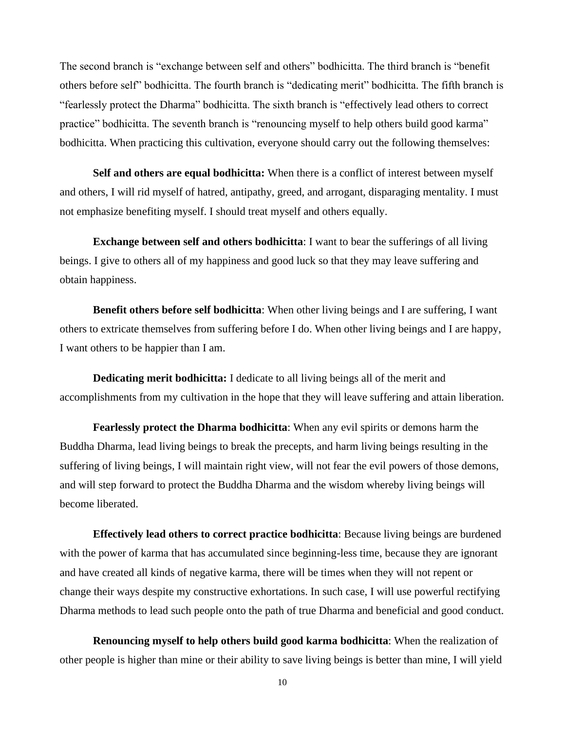The second branch is "exchange between self and others" bodhicitta. The third branch is "benefit others before self" bodhicitta. The fourth branch is "dedicating merit" bodhicitta. The fifth branch is "fearlessly protect the Dharma" bodhicitta. The sixth branch is "effectively lead others to correct practice" bodhicitta. The seventh branch is "renouncing myself to help others build good karma" bodhicitta. When practicing this cultivation, everyone should carry out the following themselves:

**Self and others are equal bodhicitta:** When there is a conflict of interest between myself and others, I will rid myself of hatred, antipathy, greed, and arrogant, disparaging mentality. I must not emphasize benefiting myself. I should treat myself and others equally.

**Exchange between self and others bodhicitta**: I want to bear the sufferings of all living beings. I give to others all of my happiness and good luck so that they may leave suffering and obtain happiness.

**Benefit others before self bodhicitta**: When other living beings and I are suffering, I want others to extricate themselves from suffering before I do. When other living beings and I are happy, I want others to be happier than I am.

**Dedicating merit bodhicitta:** I dedicate to all living beings all of the merit and accomplishments from my cultivation in the hope that they will leave suffering and attain liberation.

**Fearlessly protect the Dharma bodhicitta**: When any evil spirits or demons harm the Buddha Dharma, lead living beings to break the precepts, and harm living beings resulting in the suffering of living beings, I will maintain right view, will not fear the evil powers of those demons, and will step forward to protect the Buddha Dharma and the wisdom whereby living beings will become liberated.

**Effectively lead others to correct practice bodhicitta**: Because living beings are burdened with the power of karma that has accumulated since beginning-less time, because they are ignorant and have created all kinds of negative karma, there will be times when they will not repent or change their ways despite my constructive exhortations. In such case, I will use powerful rectifying Dharma methods to lead such people onto the path of true Dharma and beneficial and good conduct.

**Renouncing myself to help others build good karma bodhicitta**: When the realization of other people is higher than mine or their ability to save living beings is better than mine, I will yield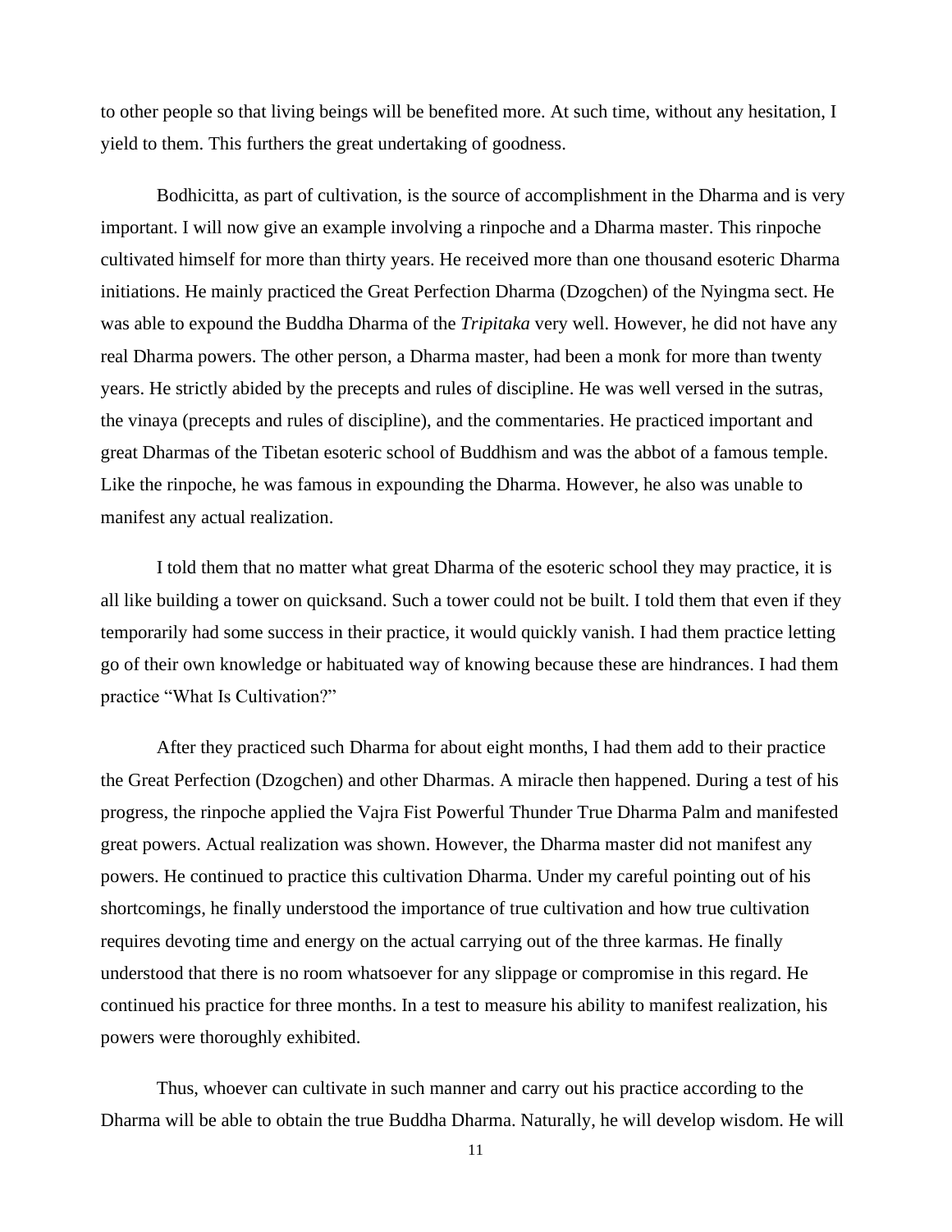to other people so that living beings will be benefited more. At such time, without any hesitation, I yield to them. This furthers the great undertaking of goodness.

Bodhicitta, as part of cultivation, is the source of accomplishment in the Dharma and is very important. I will now give an example involving a rinpoche and a Dharma master. This rinpoche cultivated himself for more than thirty years. He received more than one thousand esoteric Dharma initiations. He mainly practiced the Great Perfection Dharma (Dzogchen) of the Nyingma sect. He was able to expound the Buddha Dharma of the *Tripitaka* very well. However, he did not have any real Dharma powers. The other person, a Dharma master, had been a monk for more than twenty years. He strictly abided by the precepts and rules of discipline. He was well versed in the sutras, the vinaya (precepts and rules of discipline), and the commentaries. He practiced important and great Dharmas of the Tibetan esoteric school of Buddhism and was the abbot of a famous temple. Like the rinpoche, he was famous in expounding the Dharma. However, he also was unable to manifest any actual realization.

I told them that no matter what great Dharma of the esoteric school they may practice, it is all like building a tower on quicksand. Such a tower could not be built. I told them that even if they temporarily had some success in their practice, it would quickly vanish. I had them practice letting go of their own knowledge or habituated way of knowing because these are hindrances. I had them practice "What Is Cultivation?"

After they practiced such Dharma for about eight months, I had them add to their practice the Great Perfection (Dzogchen) and other Dharmas. A miracle then happened. During a test of his progress, the rinpoche applied the Vajra Fist Powerful Thunder True Dharma Palm and manifested great powers. Actual realization was shown. However, the Dharma master did not manifest any powers. He continued to practice this cultivation Dharma. Under my careful pointing out of his shortcomings, he finally understood the importance of true cultivation and how true cultivation requires devoting time and energy on the actual carrying out of the three karmas. He finally understood that there is no room whatsoever for any slippage or compromise in this regard. He continued his practice for three months. In a test to measure his ability to manifest realization, his powers were thoroughly exhibited.

Thus, whoever can cultivate in such manner and carry out his practice according to the Dharma will be able to obtain the true Buddha Dharma. Naturally, he will develop wisdom. He will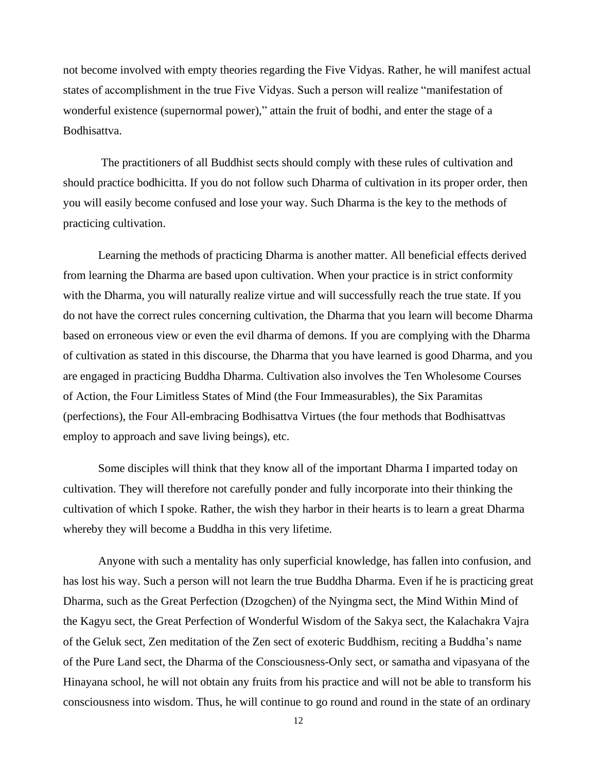not become involved with empty theories regarding the Five Vidyas. Rather, he will manifest actual states of accomplishment in the true Five Vidyas. Such a person will realize "manifestation of wonderful existence (supernormal power)," attain the fruit of bodhi, and enter the stage of a Bodhisattva.

The practitioners of all Buddhist sects should comply with these rules of cultivation and should practice bodhicitta. If you do not follow such Dharma of cultivation in its proper order, then you will easily become confused and lose your way. Such Dharma is the key to the methods of practicing cultivation.

Learning the methods of practicing Dharma is another matter. All beneficial effects derived from learning the Dharma are based upon cultivation. When your practice is in strict conformity with the Dharma, you will naturally realize virtue and will successfully reach the true state. If you do not have the correct rules concerning cultivation, the Dharma that you learn will become Dharma based on erroneous view or even the evil dharma of demons. If you are complying with the Dharma of cultivation as stated in this discourse, the Dharma that you have learned is good Dharma, and you are engaged in practicing Buddha Dharma. Cultivation also involves the Ten Wholesome Courses of Action, the Four Limitless States of Mind (the Four Immeasurables), the Six Paramitas (perfections), the Four All-embracing Bodhisattva Virtues (the four methods that Bodhisattvas employ to approach and save living beings), etc.

Some disciples will think that they know all of the important Dharma I imparted today on cultivation. They will therefore not carefully ponder and fully incorporate into their thinking the cultivation of which I spoke. Rather, the wish they harbor in their hearts is to learn a great Dharma whereby they will become a Buddha in this very lifetime.

Anyone with such a mentality has only superficial knowledge, has fallen into confusion, and has lost his way. Such a person will not learn the true Buddha Dharma. Even if he is practicing great Dharma, such as the Great Perfection (Dzogchen) of the Nyingma sect, the Mind Within Mind of the Kagyu sect, the Great Perfection of Wonderful Wisdom of the Sakya sect, the Kalachakra Vajra of the Geluk sect, Zen meditation of the Zen sect of exoteric Buddhism, reciting a Buddha's name of the Pure Land sect, the Dharma of the Consciousness-Only sect, or samatha and vipasyana of the Hinayana school, he will not obtain any fruits from his practice and will not be able to transform his consciousness into wisdom. Thus, he will continue to go round and round in the state of an ordinary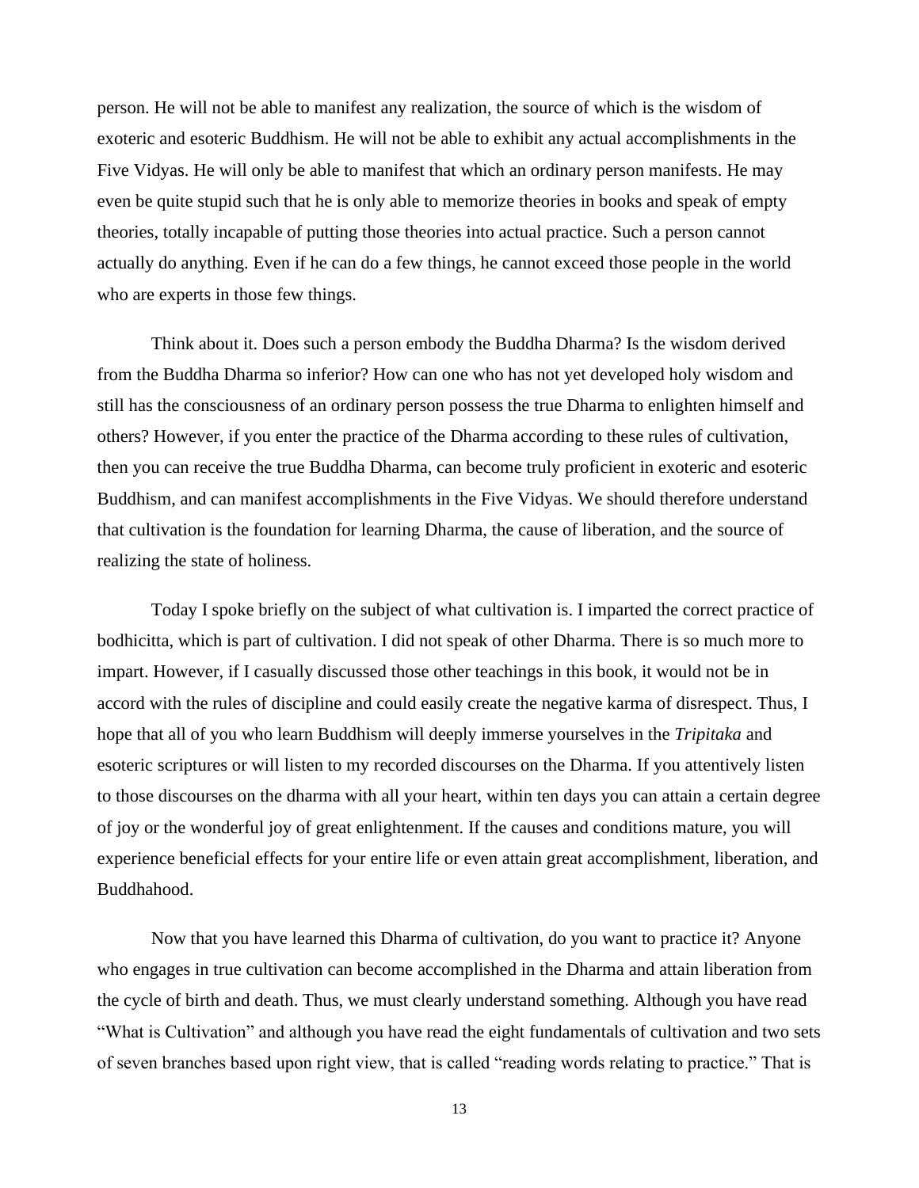person. He will not be able to manifest any realization, the source of which is the wisdom of exoteric and esoteric Buddhism. He will not be able to exhibit any actual accomplishments in the Five Vidyas. He will only be able to manifest that which an ordinary person manifests. He may even be quite stupid such that he is only able to memorize theories in books and speak of empty theories, totally incapable of putting those theories into actual practice. Such a person cannot actually do anything. Even if he can do a few things, he cannot exceed those people in the world who are experts in those few things.

Think about it. Does such a person embody the Buddha Dharma? Is the wisdom derived from the Buddha Dharma so inferior? How can one who has not yet developed holy wisdom and still has the consciousness of an ordinary person possess the true Dharma to enlighten himself and others? However, if you enter the practice of the Dharma according to these rules of cultivation, then you can receive the true Buddha Dharma, can become truly proficient in exoteric and esoteric Buddhism, and can manifest accomplishments in the Five Vidyas. We should therefore understand that cultivation is the foundation for learning Dharma, the cause of liberation, and the source of realizing the state of holiness.

Today I spoke briefly on the subject of what cultivation is. I imparted the correct practice of bodhicitta, which is part of cultivation. I did not speak of other Dharma. There is so much more to impart. However, if I casually discussed those other teachings in this book, it would not be in accord with the rules of discipline and could easily create the negative karma of disrespect. Thus, I hope that all of you who learn Buddhism will deeply immerse yourselves in the *Tripitaka* and esoteric scriptures or will listen to my recorded discourses on the Dharma. If you attentively listen to those discourses on the dharma with all your heart, within ten days you can attain a certain degree of joy or the wonderful joy of great enlightenment. If the causes and conditions mature, you will experience beneficial effects for your entire life or even attain great accomplishment, liberation, and Buddhahood.

Now that you have learned this Dharma of cultivation, do you want to practice it? Anyone who engages in true cultivation can become accomplished in the Dharma and attain liberation from the cycle of birth and death. Thus, we must clearly understand something. Although you have read "What is Cultivation" and although you have read the eight fundamentals of cultivation and two sets of seven branches based upon right view, that is called "reading words relating to practice." That is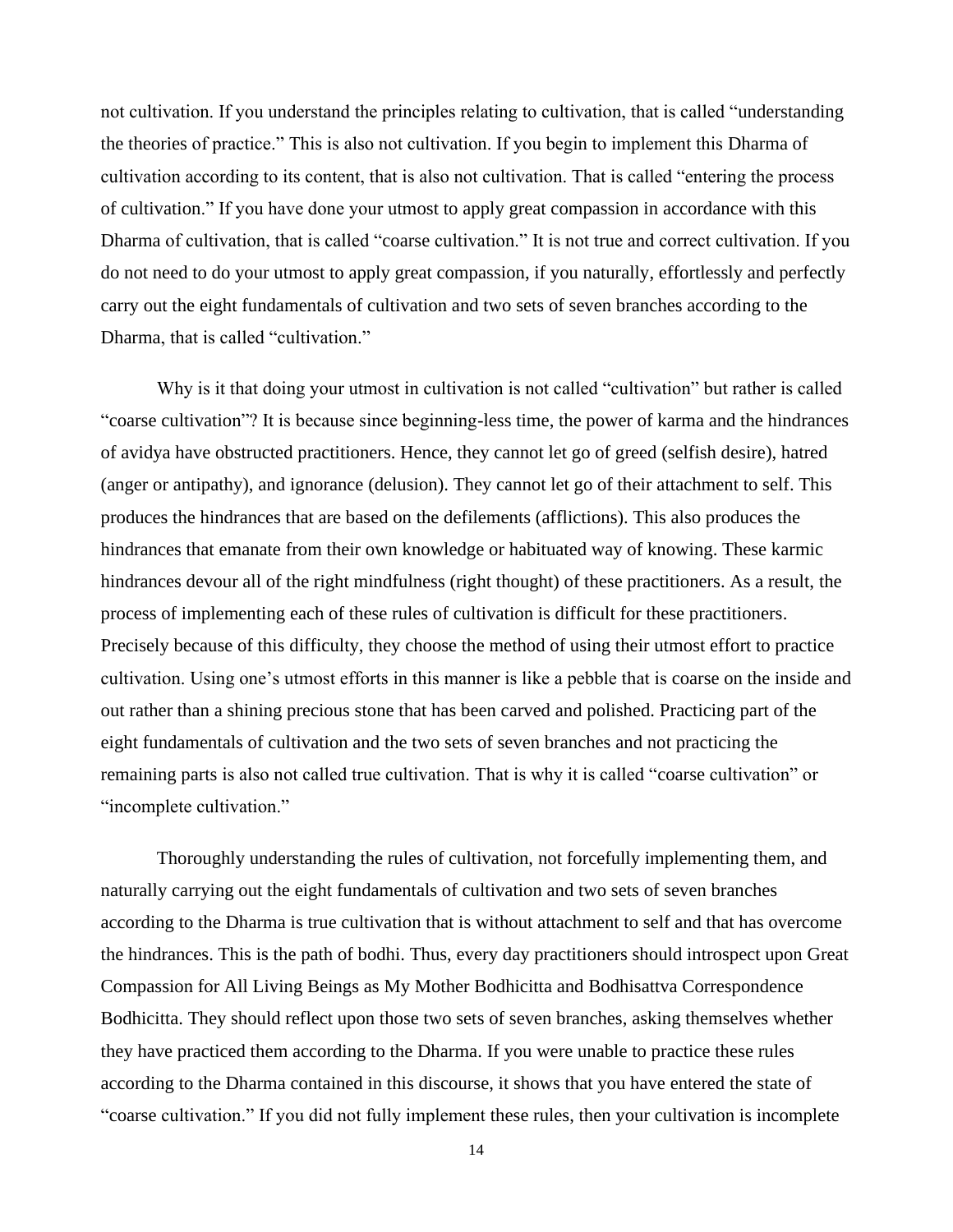not cultivation. If you understand the principles relating to cultivation, that is called "understanding the theories of practice." This is also not cultivation. If you begin to implement this Dharma of cultivation according to its content, that is also not cultivation. That is called "entering the process of cultivation." If you have done your utmost to apply great compassion in accordance with this Dharma of cultivation, that is called "coarse cultivation." It is not true and correct cultivation. If you do not need to do your utmost to apply great compassion, if you naturally, effortlessly and perfectly carry out the eight fundamentals of cultivation and two sets of seven branches according to the Dharma, that is called "cultivation."

Why is it that doing your utmost in cultivation is not called "cultivation" but rather is called "coarse cultivation"? It is because since beginning-less time, the power of karma and the hindrances of avidya have obstructed practitioners. Hence, they cannot let go of greed (selfish desire), hatred (anger or antipathy), and ignorance (delusion). They cannot let go of their attachment to self. This produces the hindrances that are based on the defilements (afflictions). This also produces the hindrances that emanate from their own knowledge or habituated way of knowing. These karmic hindrances devour all of the right mindfulness (right thought) of these practitioners. As a result, the process of implementing each of these rules of cultivation is difficult for these practitioners. Precisely because of this difficulty, they choose the method of using their utmost effort to practice cultivation. Using one's utmost efforts in this manner is like a pebble that is coarse on the inside and out rather than a shining precious stone that has been carved and polished. Practicing part of the eight fundamentals of cultivation and the two sets of seven branches and not practicing the remaining parts is also not called true cultivation. That is why it is called "coarse cultivation" or "incomplete cultivation."

Thoroughly understanding the rules of cultivation, not forcefully implementing them, and naturally carrying out the eight fundamentals of cultivation and two sets of seven branches according to the Dharma is true cultivation that is without attachment to self and that has overcome the hindrances. This is the path of bodhi. Thus, every day practitioners should introspect upon Great Compassion for All Living Beings as My Mother Bodhicitta and Bodhisattva Correspondence Bodhicitta. They should reflect upon those two sets of seven branches, asking themselves whether they have practiced them according to the Dharma. If you were unable to practice these rules according to the Dharma contained in this discourse, it shows that you have entered the state of "coarse cultivation." If you did not fully implement these rules, then your cultivation is incomplete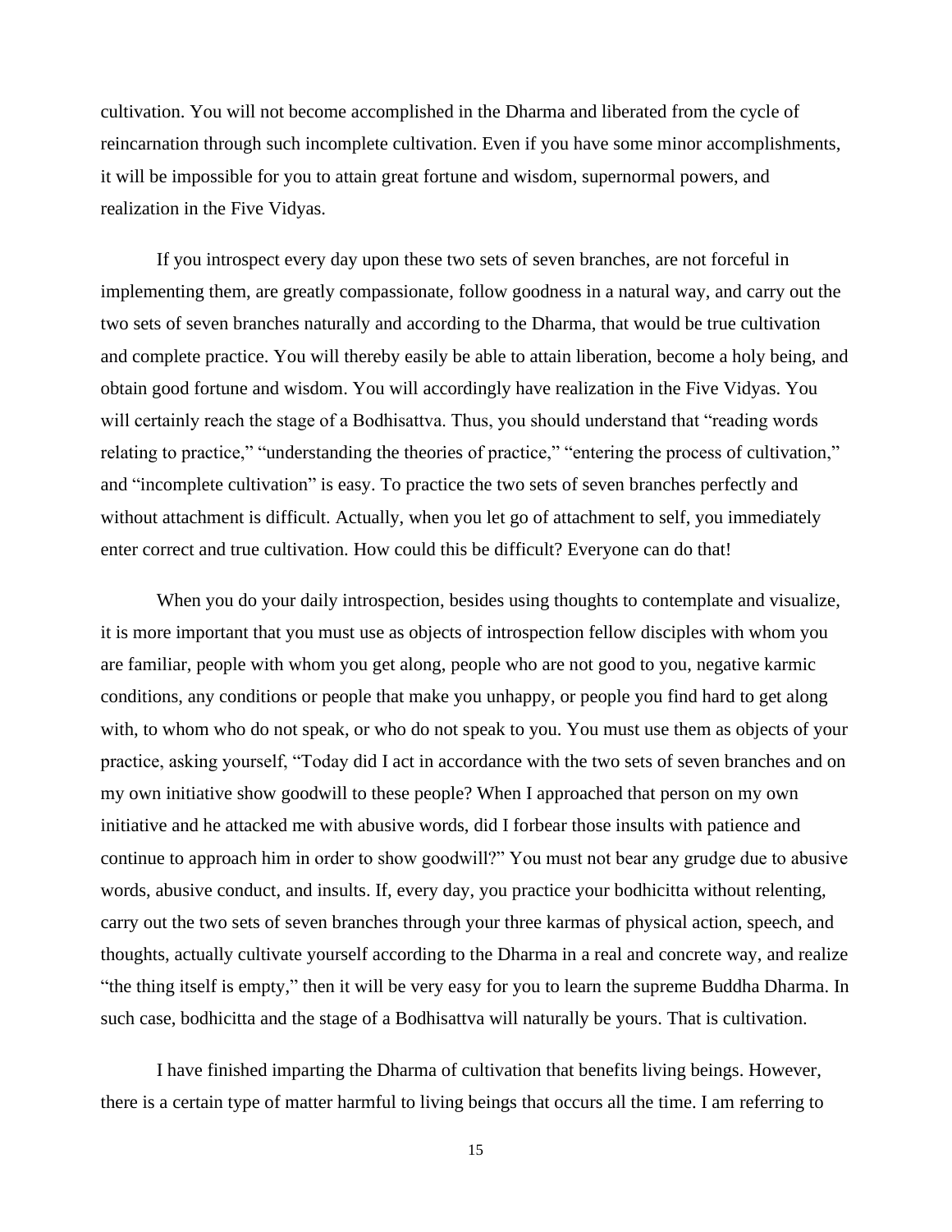cultivation. You will not become accomplished in the Dharma and liberated from the cycle of reincarnation through such incomplete cultivation. Even if you have some minor accomplishments, it will be impossible for you to attain great fortune and wisdom, supernormal powers, and realization in the Five Vidyas.

If you introspect every day upon these two sets of seven branches, are not forceful in implementing them, are greatly compassionate, follow goodness in a natural way, and carry out the two sets of seven branches naturally and according to the Dharma, that would be true cultivation and complete practice. You will thereby easily be able to attain liberation, become a holy being, and obtain good fortune and wisdom. You will accordingly have realization in the Five Vidyas. You will certainly reach the stage of a Bodhisattva. Thus, you should understand that "reading words relating to practice," "understanding the theories of practice," "entering the process of cultivation," and "incomplete cultivation" is easy. To practice the two sets of seven branches perfectly and without attachment is difficult. Actually, when you let go of attachment to self, you immediately enter correct and true cultivation. How could this be difficult? Everyone can do that!

When you do your daily introspection, besides using thoughts to contemplate and visualize, it is more important that you must use as objects of introspection fellow disciples with whom you are familiar, people with whom you get along, people who are not good to you, negative karmic conditions, any conditions or people that make you unhappy, or people you find hard to get along with, to whom who do not speak, or who do not speak to you. You must use them as objects of your practice, asking yourself, "Today did I act in accordance with the two sets of seven branches and on my own initiative show goodwill to these people? When I approached that person on my own initiative and he attacked me with abusive words, did I forbear those insults with patience and continue to approach him in order to show goodwill?" You must not bear any grudge due to abusive words, abusive conduct, and insults. If, every day, you practice your bodhicitta without relenting, carry out the two sets of seven branches through your three karmas of physical action, speech, and thoughts, actually cultivate yourself according to the Dharma in a real and concrete way, and realize "the thing itself is empty," then it will be very easy for you to learn the supreme Buddha Dharma. In such case, bodhicitta and the stage of a Bodhisattva will naturally be yours. That is cultivation.

I have finished imparting the Dharma of cultivation that benefits living beings. However, there is a certain type of matter harmful to living beings that occurs all the time. I am referring to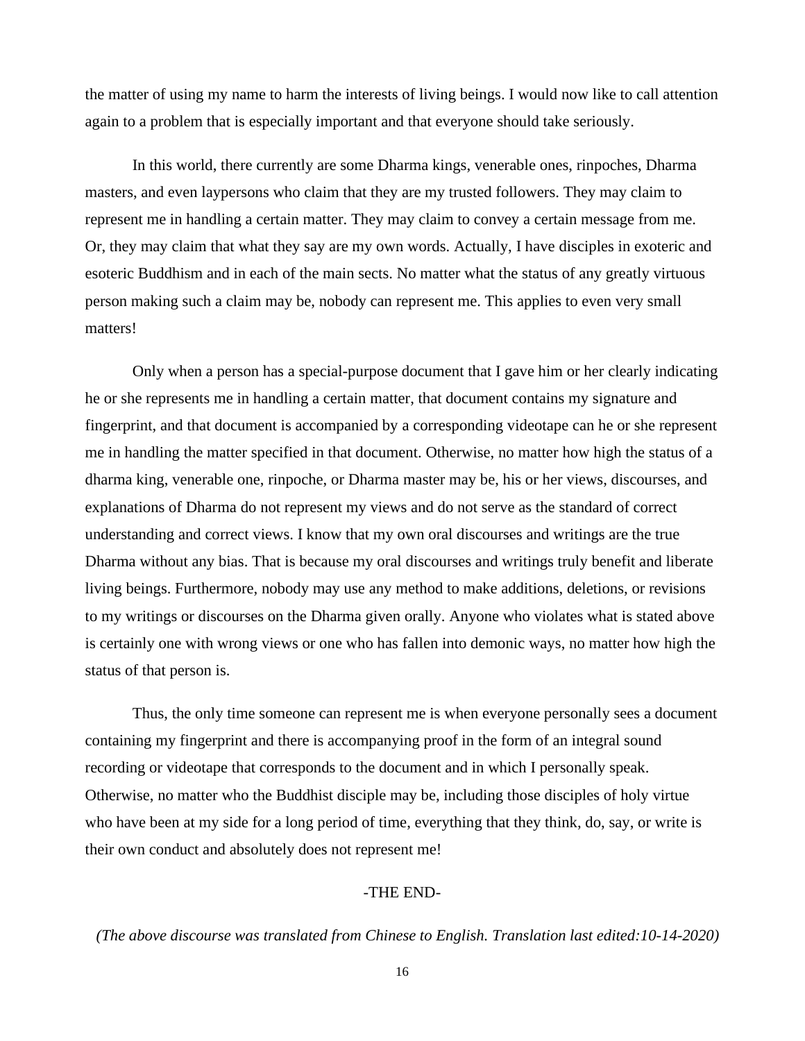the matter of using my name to harm the interests of living beings. I would now like to call attention again to a problem that is especially important and that everyone should take seriously.

In this world, there currently are some Dharma kings, venerable ones, rinpoches, Dharma masters, and even laypersons who claim that they are my trusted followers. They may claim to represent me in handling a certain matter. They may claim to convey a certain message from me. Or, they may claim that what they say are my own words. Actually, I have disciples in exoteric and esoteric Buddhism and in each of the main sects. No matter what the status of any greatly virtuous person making such a claim may be, nobody can represent me. This applies to even very small matters!

Only when a person has a special-purpose document that I gave him or her clearly indicating he or she represents me in handling a certain matter, that document contains my signature and fingerprint, and that document is accompanied by a corresponding videotape can he or she represent me in handling the matter specified in that document. Otherwise, no matter how high the status of a dharma king, venerable one, rinpoche, or Dharma master may be, his or her views, discourses, and explanations of Dharma do not represent my views and do not serve as the standard of correct understanding and correct views. I know that my own oral discourses and writings are the true Dharma without any bias. That is because my oral discourses and writings truly benefit and liberate living beings. Furthermore, nobody may use any method to make additions, deletions, or revisions to my writings or discourses on the Dharma given orally. Anyone who violates what is stated above is certainly one with wrong views or one who has fallen into demonic ways, no matter how high the status of that person is.

Thus, the only time someone can represent me is when everyone personally sees a document containing my fingerprint and there is accompanying proof in the form of an integral sound recording or videotape that corresponds to the document and in which I personally speak. Otherwise, no matter who the Buddhist disciple may be, including those disciples of holy virtue who have been at my side for a long period of time, everything that they think, do, say, or write is their own conduct and absolutely does not represent me!

-THE END-

*(The above discourse was translated from Chinese to English. Translation last edited:10-14-2020)*